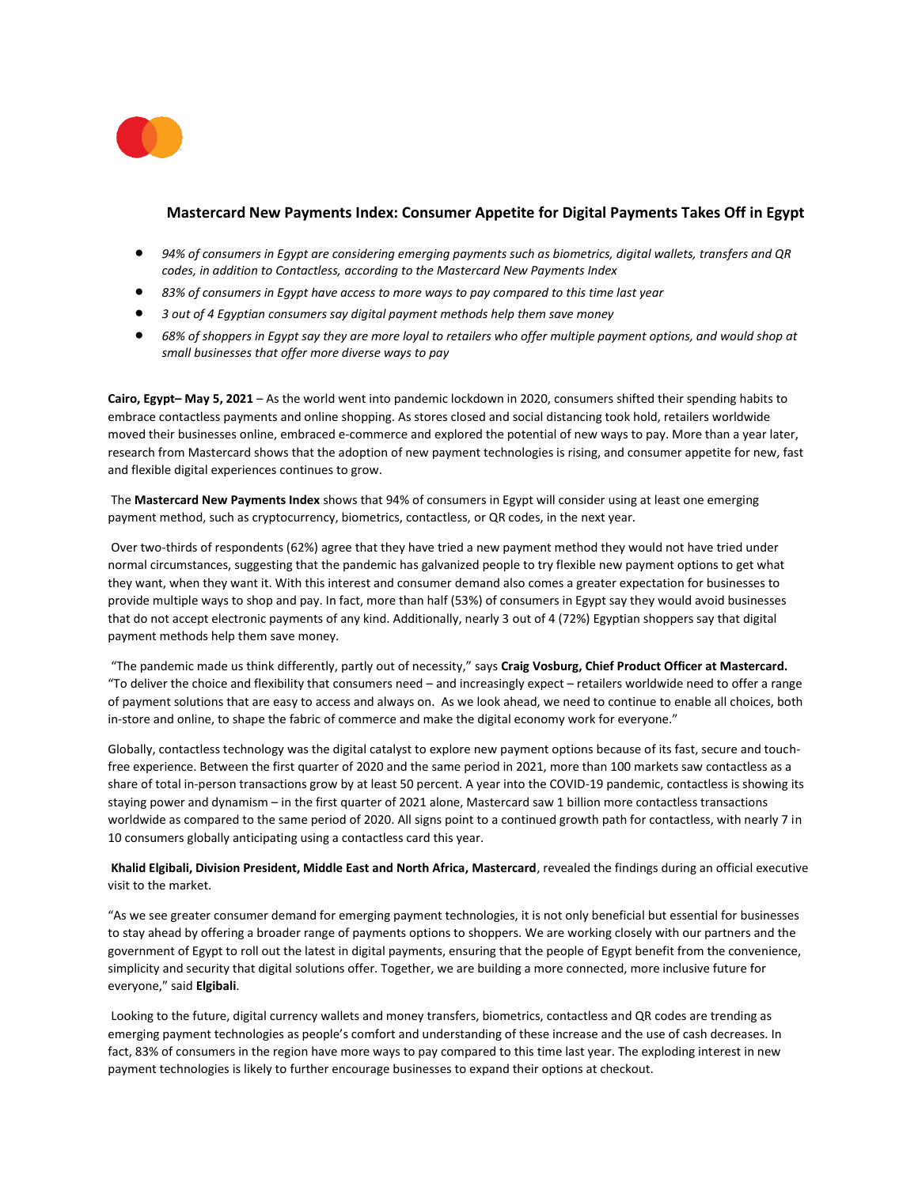# Mastercard New Payments Index: Consumer Appetite for Digital Payments Takes Off in Egypt

- *94% of consumers in Egypt are considering emerging payments such as biometrics, digital wallets, transfers and QR codes, in addition to Contactless, according to the Mastercard New Payments Index*
- *83% of consumers in Egypt have access to more ways to pay compared to this time last year*
- *3 out of 4 Egyptian consumers say digital payment methods help them save money*
- *68% of shoppers in Egypt say they are more loyal to retailers who offer multiple payment options, and would shop at small businesses that offer more diverse ways to pay*

**Cairo, Egypt– May 5, 2021** – As the world went into pandemic lockdown in 2020, consumers shifted their spending habits to embrace contactless payments and online shopping. As stores closed and social distancing took hold, retailers worldwide moved their businesses online, embraced e-commerce and explored the potential of new ways to pay. More than a year later, research from Mastercard shows that the adoption of new payment technologies is rising, and consumer appetite for new, fast and flexible digital experiences continues to grow.

The **Mastercard New Payments Index** shows that 94% of consumers in Egypt will consider using at least one emerging payment method, such as cryptocurrency, biometrics, contactless, or QR codes, in the next year.

Over two-thirds of respondents (62%) agree that they have tried a new payment method they would not have tried under normal circumstances, suggesting that the pandemic has galvanized people to try flexible new payment options to get what they want, when they want it. With this interest and consumer demand also comes a greater expectation for businesses to provide multiple ways to shop and pay. In fact, more than half (53%) of consumers in Egypt say they would avoid businesses that do not accept electronic payments of any kind. Additionally, nearly 3 out of 4 (72%) Egyptian shoppers say that digital payment methods help them save money.

"The pandemic made us think differently, partly out of necessity," says **Craig Vosburg, Chief Product Officer at Mastercard.** "To deliver the choice and flexibility that consumers need – and increasingly expect – retailers worldwide need to offer a range of payment solutions that are easy to access and always on. As we look ahead, we need to continue to enable all choices, both in-store and online, to shape the fabric of commerce and make the digital economy work for everyone."

Globally, contactless technology was the digital catalyst to explore new payment options because of its fast, secure and touch-free experience. Between the first quarter of 2020 and the same period in 2021, more than 100 markets saw contactless as a share of total in-person transactions grow by at least 50 percent. A year into the COVID-19 pandemic, contactless is showing its staying power and dynamism – in the first quarter of 2021 alone, Mastercard saw 1 billion more contactless transactions worldwide as compared to the same period of 2020. All signs point to a continued growth path for contactless, with nearly 7 in 10 consumers globally anticipating using a contactless card this year.

**Khalid Elgibali, Division President, Middle East and North Africa, Mastercard**, revealed the findings during an official executive visit to the market.

"As we see greater consumer demand for emerging payment technologies, it is not only beneficial but essential for businesses to stay ahead by offering a broader range of payments options to shoppers. We are working closely with our partners and the government of Egypt to roll out the latest in digital payments, ensuring that the people of Egypt benefit from the convenience, simplicity and security that digital solutions offer. Together, we are building a more connected, more inclusive future for everyone," said **Elgibali**.

Looking to the future, digital currency wallets and money transfers, biometrics, contactless and QR codes are trending as emerging payment technologies as people's comfort and understanding of these increase and the use of cash decreases. In fact, 83% of consumers in the region have more ways to pay compared to this time last year. The exploding interest in new payment technologies is likely to further encourage businesses to expand their options at checkout.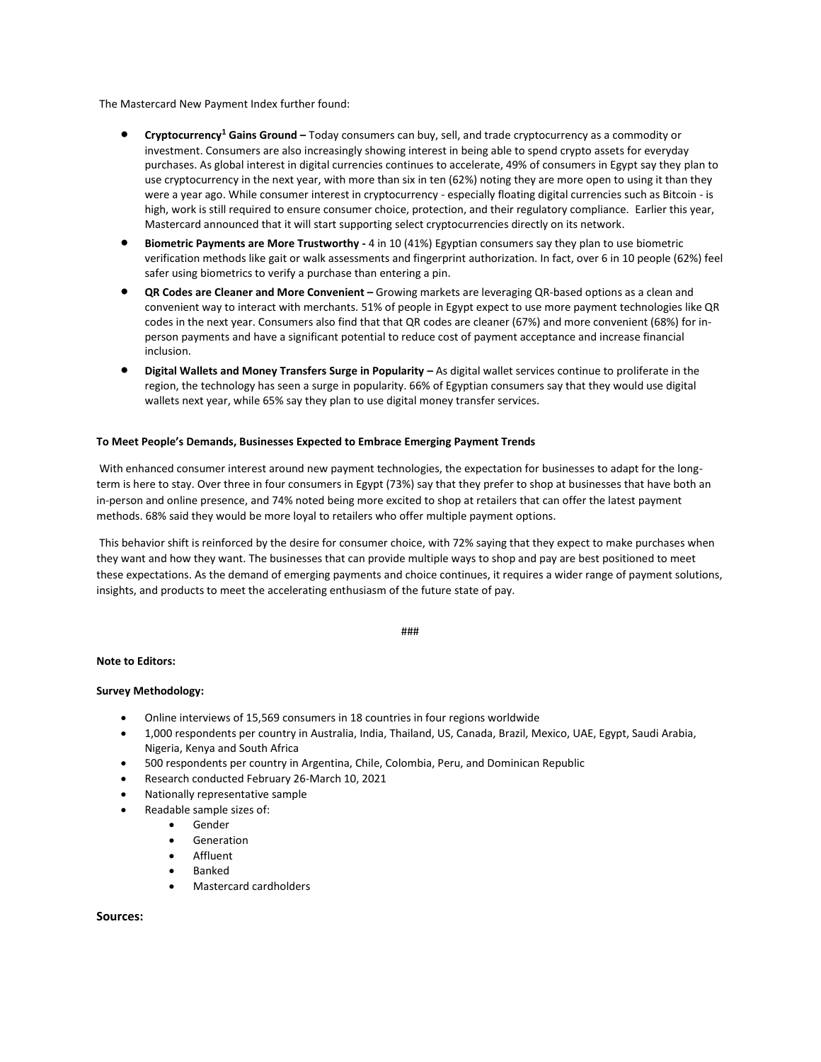The Mastercard New Payment Index further found:

- **Cryptocurrency[1] Gains Ground –** Today consumers can buy, sell, and trade cryptocurrency as a commodity or investment. Consumers are also increasingly showing interest in being able to spend crypto assets for everyday purchases. As global interest in digital currencies continues to accelerate, 49% of consumers in Egypt say they plan to use cryptocurrency in the next year, with more than six in ten (62%) noting they are more open to using it than they were a year ago. While consumer interest in cryptocurrency - especially floating digital currencies such as Bitcoin - is high, work is still required to ensure consumer choice, protection, and their regulatory compliance. Earlier this year, Mastercard announced that it will start supporting select cryptocurrencies directly on its network.
- **Biometric Payments are More Trustworthy -** 4 in 10 (41%) Egyptian consumers say they plan to use biometric verification methods like gait or walk assessments and fingerprint authorization. In fact, over 6 in 10 people (62%) feel safer using biometrics to verify a purchase than entering a pin.
- **QR Codes are Cleaner and More Convenient –** Growing markets are leveraging QR-based options as a clean and convenient way to interact with merchants. 51% of people in Egypt expect to use more payment technologies like QR codes in the next year. Consumers also find that that QR codes are cleaner (67%) and more convenient (68%) for in-person payments and have a significant potential to reduce cost of payment acceptance and increase financial inclusion.
- **Digital Wallets and Money Transfers Surge in Popularity –** As digital wallet services continue to proliferate in the region, the technology has seen a surge in popularity. 66% of Egyptian consumers say that they would use digital wallets next year, while 65% say they plan to use digital money transfer services.

**To Meet People's Demands, Businesses Expected to Embrace Emerging Payment Trends**

With enhanced consumer interest around new payment technologies, the expectation for businesses to adapt for the long-term is here to stay. Over three in four consumers in Egypt (73%) say that they prefer to shop at businesses that have both an in-person and online presence, and 74% noted being more excited to shop at retailers that can offer the latest payment methods. 68% said they would be more loyal to retailers who offer multiple payment options.

This behavior shift is reinforced by the desire for consumer choice, with 72% saying that they expect to make purchases when they want and how they want. The businesses that can provide multiple ways to shop and pay are best positioned to meet these expectations. As the demand of emerging payments and choice continues, it requires a wider range of payment solutions, insights, and products to meet the accelerating enthusiasm of the future state of pay.

###

**Note to Editors:**

**Survey Methodology:**

- Online interviews of 15,569 consumers in 18 countries in four regions worldwide
- 1,000 respondents per country in Australia, India, Thailand, US, Canada, Brazil, Mexico, UAE, Egypt, Saudi Arabia, Nigeria, Kenya and South Africa
- 500 respondents per country in Argentina, Chile, Colombia, Peru, and Dominican Republic
- Research conducted February 26-March 10, 2021
- Nationally representative sample
- Readable sample sizes of:
  - Gender
  - Generation
  - Affluent
  - Banked
  - Mastercard cardholders

**Sources:**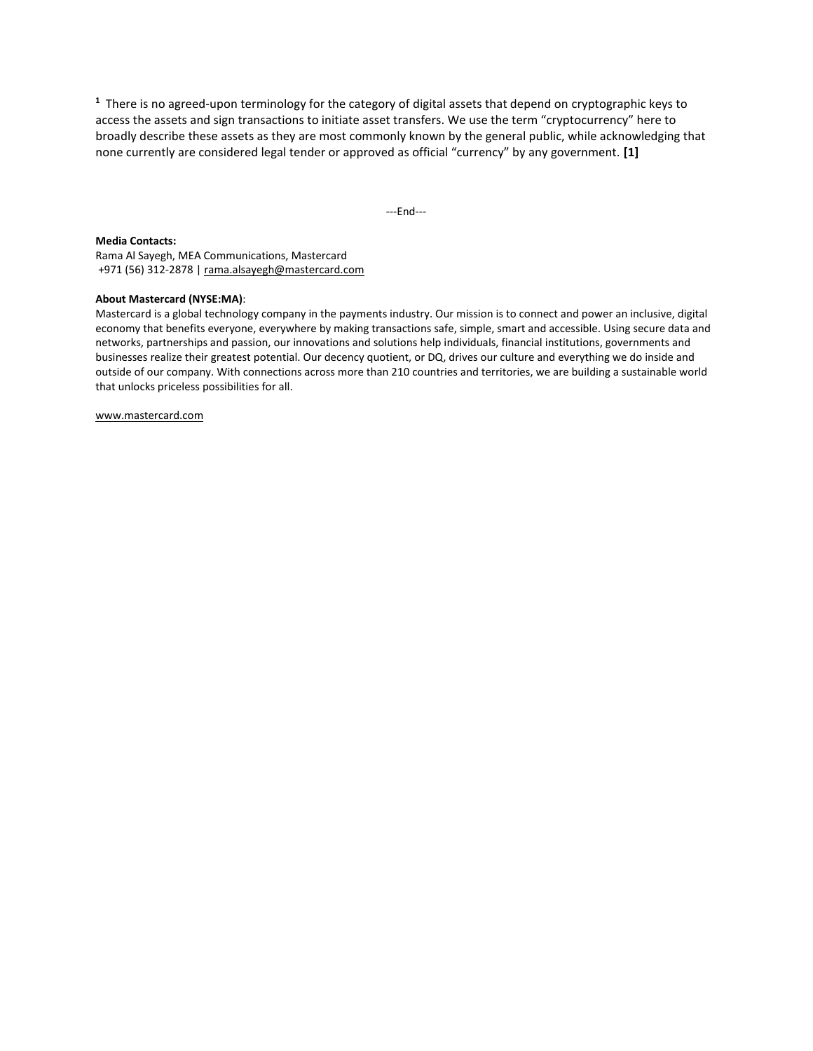[1] There is no agreed-upon terminology for the category of digital assets that depend on cryptographic keys to access the assets and sign transactions to initiate asset transfers. We use the term "cryptocurrency" here to broadly describe these assets as they are most commonly known by the general public, while acknowledging that none currently are considered legal tender or approved as official "currency" by any government. **[1]**

---End---

**Media Contacts:**
Rama Al Sayegh, MEA Communications, Mastercard
+971 (56) 312-2878 | rama.alsayegh@mastercard.com

**About Mastercard (NYSE:MA)**:
Mastercard is a global technology company in the payments industry. Our mission is to connect and power an inclusive, digital economy that benefits everyone, everywhere by making transactions safe, simple, smart and accessible. Using secure data and networks, partnerships and passion, our innovations and solutions help individuals, financial institutions, governments and businesses realize their greatest potential. Our decency quotient, or DQ, drives our culture and everything we do inside and outside of our company. With connections across more than 210 countries and territories, we are building a sustainable world that unlocks priceless possibilities for all.

www.mastercard.com